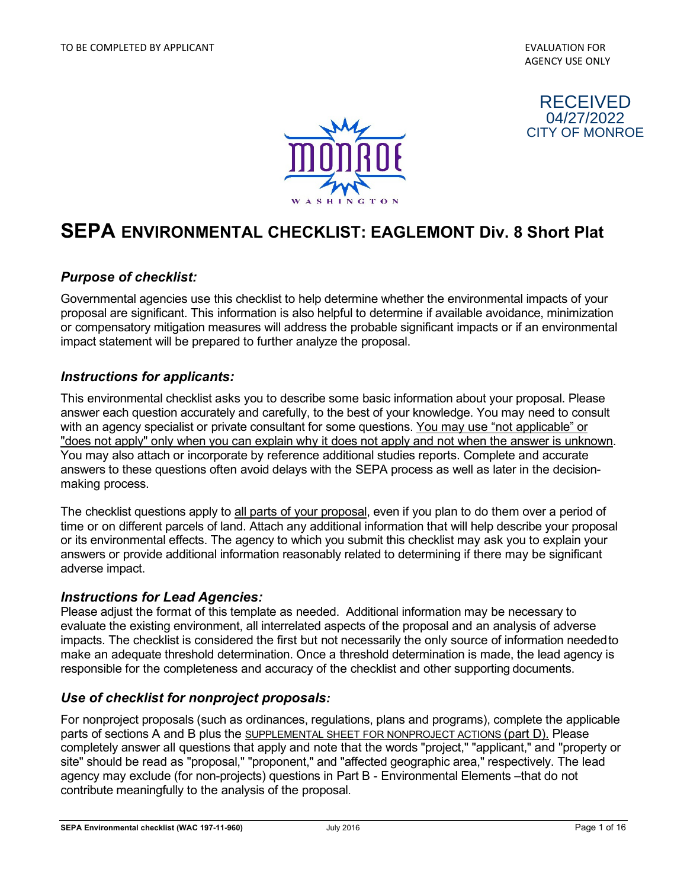TO BE COMPLETED BY APPLICANT

EVALUATION FOR AGENCY USE ONLY

RECEIVED
04/27/2022
CITY OF MONROE

MONROE
WASHINGTON

# SEPA ENVIRONMENTAL CHECKLIST: EAGLEMONT Div. 8 Short Plat

## *Purpose of checklist:*

Governmental agencies use this checklist to help determine whether the environmental impacts of your proposal are significant. This information is also helpful to determine if available avoidance, minimization or compensatory mitigation measures will address the probable significant impacts or if an environmental impact statement will be prepared to further analyze the proposal.

## *Instructions for applicants:*

This environmental checklist asks you to describe some basic information about your proposal. Please answer each question accurately and carefully, to the best of your knowledge. You may need to consult with an agency specialist or private consultant for some questions. <u>You may use "not applicable" or "does not apply" only when you can explain why it does not apply and not when the answer is unknown</u>. You may also attach or incorporate by reference additional studies reports. Complete and accurate answers to these questions often avoid delays with the SEPA process as well as later in the decision-making process.

The checklist questions apply to <u>all parts of your proposal</u>, even if you plan to do them over a period of time or on different parcels of land. Attach any additional information that will help describe your proposal or its environmental effects. The agency to which you submit this checklist may ask you to explain your answers or provide additional information reasonably related to determining if there may be significant adverse impact.

## *Instructions for Lead Agencies:*

Please adjust the format of this template as needed. Additional information may be necessary to evaluate the existing environment, all interrelated aspects of the proposal and an analysis of adverse impacts. The checklist is considered the first but not necessarily the only source of information needed to make an adequate threshold determination. Once a threshold determination is made, the lead agency is responsible for the completeness and accuracy of the checklist and other supporting documents.

## *Use of checklist for nonproject proposals:*

For nonproject proposals (such as ordinances, regulations, plans and programs), complete the applicable parts of sections A and B plus the <u>SUPPLEMENTAL SHEET FOR NONPROJECT ACTIONS</u> (part D). Please completely answer all questions that apply and note that the words "project," "applicant," and "property or site" should be read as "proposal," "proponent," and "affected geographic area," respectively. The lead agency may exclude (for non-projects) questions in Part B - Environmental Elements –that do not contribute meaningfully to the analysis of the proposal.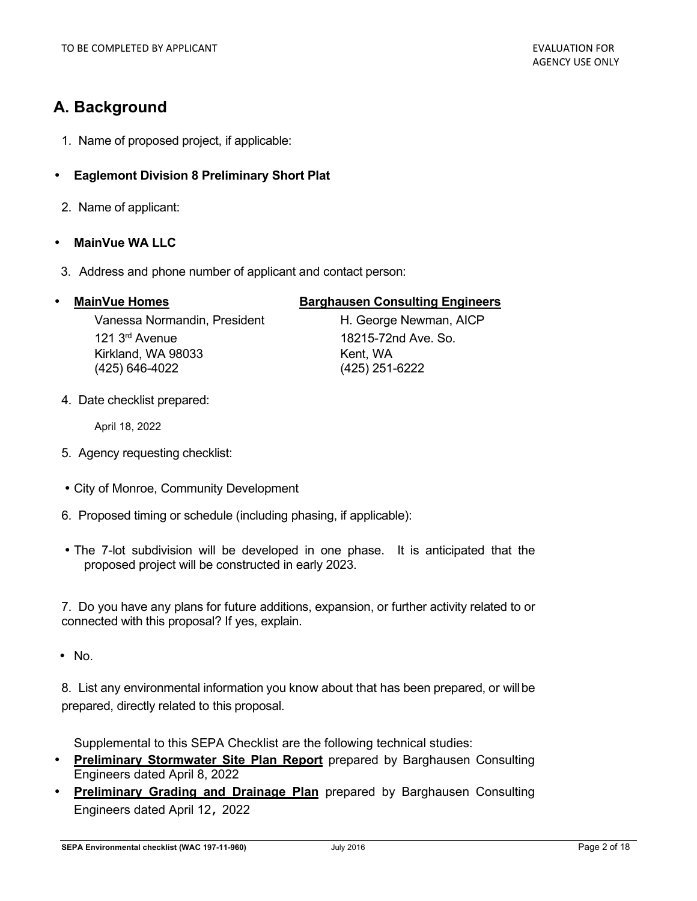TO BE COMPLETED BY APPLICANT

EVALUATION FOR AGENCY USE ONLY

## A. Background

1. Name of proposed project, if applicable:

- **Eaglemont Division 8 Preliminary Short Plat**

2. Name of applicant:

- **MainVue WA LLC**

3. Address and phone number of applicant and contact person:

- **MainVue Homes**
  Vanessa Normandin, President
  121 3rd Avenue
  Kirkland, WA 98033
  (425) 646-4022

  **Barghausen Consulting Engineers**
  H. George Newman, AICP
  18215-72nd Ave. So.
  Kent, WA
  (425) 251-6222

4. Date checklist prepared:

   April 18, 2022

5. Agency requesting checklist:

- City of Monroe, Community Development

6. Proposed timing or schedule (including phasing, if applicable):

- The 7-lot subdivision will be developed in one phase. It is anticipated that the proposed project will be constructed in early 2023.

7. Do you have any plans for future additions, expansion, or further activity related to or connected with this proposal? If yes, explain.

- No.

8. List any environmental information you know about that has been prepared, or will be prepared, directly related to this proposal.

   Supplemental to this SEPA Checklist are the following technical studies:

- **Preliminary Stormwater Site Plan Report** prepared by Barghausen Consulting Engineers dated April 8, 2022
- **Preliminary Grading and Drainage Plan** prepared by Barghausen Consulting Engineers dated April 12, 2022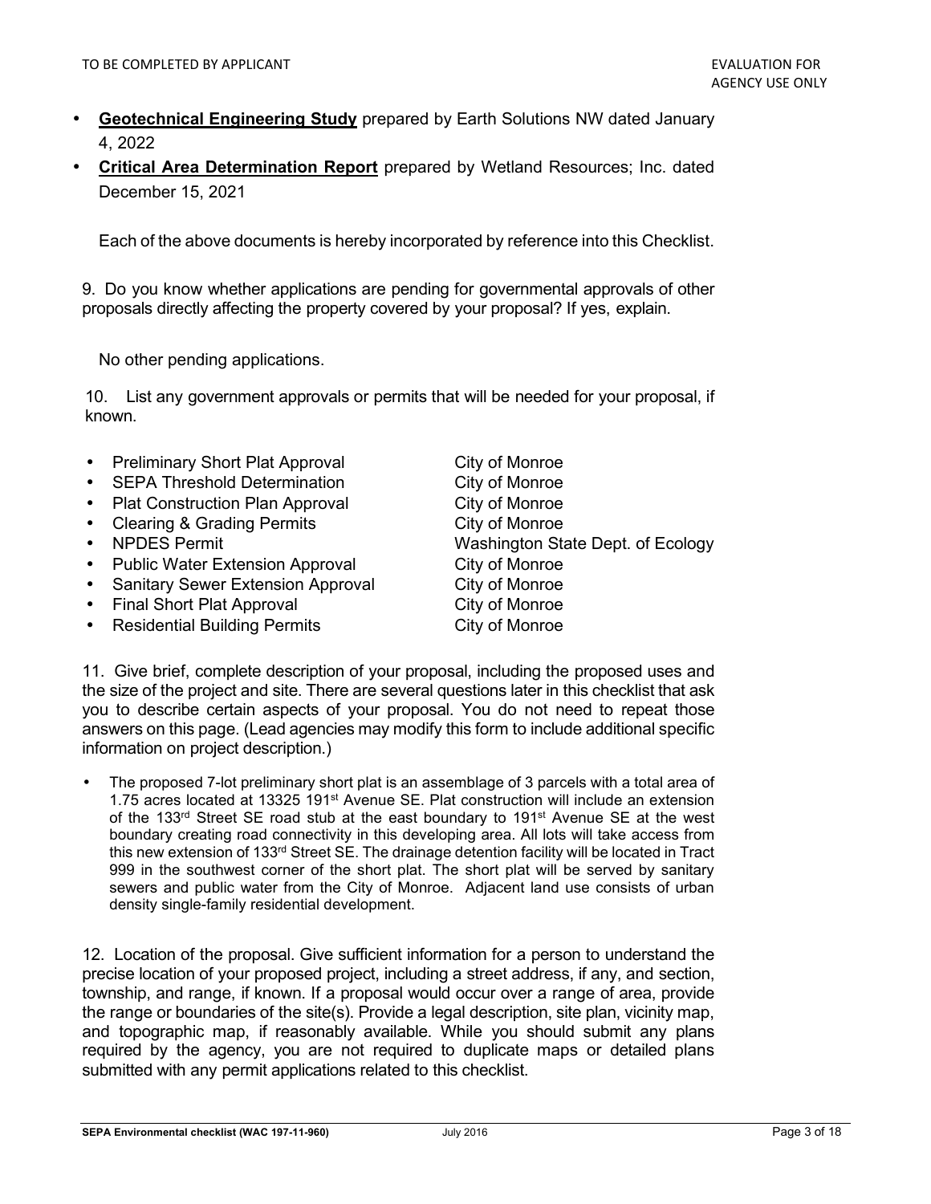- **Geotechnical Engineering Study** prepared by Earth Solutions NW dated January 4, 2022
- **Critical Area Determination Report** prepared by Wetland Resources; Inc. dated December 15, 2021

Each of the above documents is hereby incorporated by reference into this Checklist.

9. Do you know whether applications are pending for governmental approvals of other proposals directly affecting the property covered by your proposal? If yes, explain.

No other pending applications.

10. List any government approvals or permits that will be needed for your proposal, if known.

| | |
|---|---|
| • Preliminary Short Plat Approval | City of Monroe |
| • SEPA Threshold Determination | City of Monroe |
| • Plat Construction Plan Approval | City of Monroe |
| • Clearing & Grading Permits | City of Monroe |
| • NPDES Permit | Washington State Dept. of Ecology |
| • Public Water Extension Approval | City of Monroe |
| • Sanitary Sewer Extension Approval | City of Monroe |
| • Final Short Plat Approval | City of Monroe |
| • Residential Building Permits | City of Monroe |

11. Give brief, complete description of your proposal, including the proposed uses and the size of the project and site. There are several questions later in this checklist that ask you to describe certain aspects of your proposal. You do not need to repeat those answers on this page. (Lead agencies may modify this form to include additional specific information on project description.)

- The proposed 7-lot preliminary short plat is an assemblage of 3 parcels with a total area of 1.75 acres located at 13325 191st Avenue SE. Plat construction will include an extension of the 133rd Street SE road stub at the east boundary to 191st Avenue SE at the west boundary creating road connectivity in this developing area. All lots will take access from this new extension of 133rd Street SE. The drainage detention facility will be located in Tract 999 in the southwest corner of the short plat. The short plat will be served by sanitary sewers and public water from the City of Monroe. Adjacent land use consists of urban density single-family residential development.

12. Location of the proposal. Give sufficient information for a person to understand the precise location of your proposed project, including a street address, if any, and section, township, and range, if known. If a proposal would occur over a range of area, provide the range or boundaries of the site(s). Provide a legal description, site plan, vicinity map, and topographic map, if reasonably available. While you should submit any plans required by the agency, you are not required to duplicate maps or detailed plans submitted with any permit applications related to this checklist.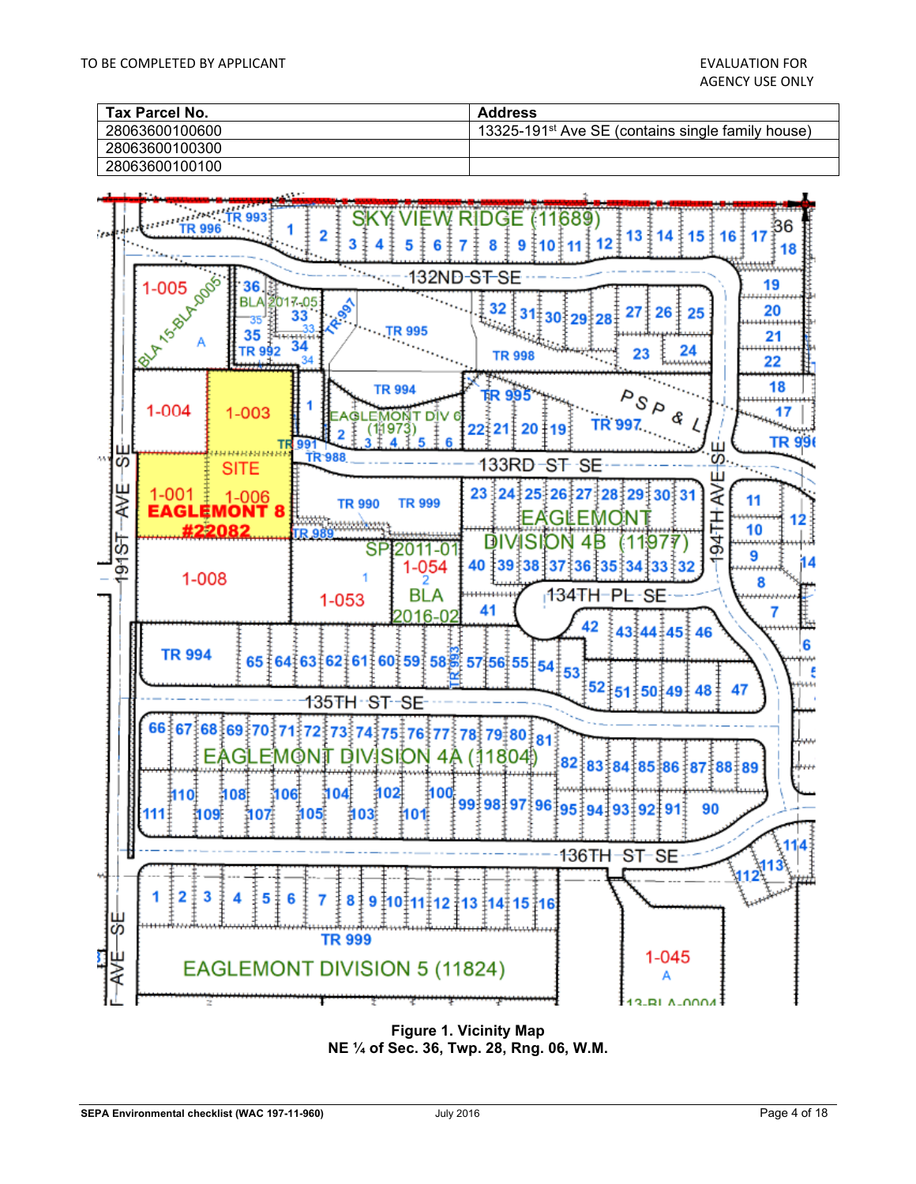TO BE COMPLETED BY APPLICANT

EVALUATION FOR AGENCY USE ONLY

| Tax Parcel No. | Address |
|---|---|
| 28063600100600 | 13325-191st Ave SE (contains single family house) |
| 28063600100300 | |
| 28063600100100 | |

**Figure 1. Vicinity Map**
**NE ¼ of Sec. 36, Twp. 28, Rng. 06, W.M.**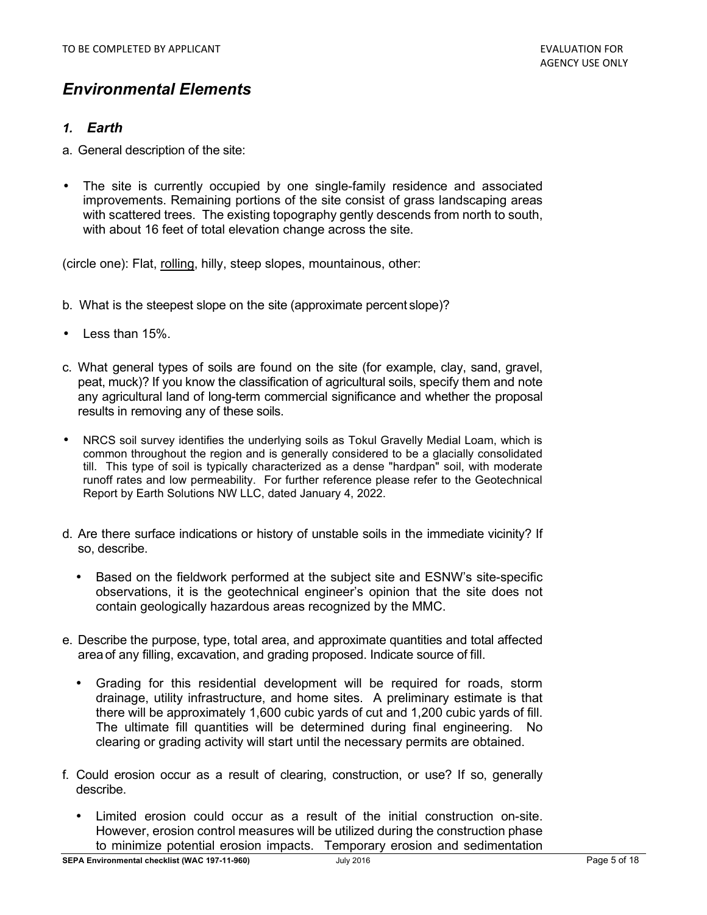## Environmental Elements

### 1. Earth

a. General description of the site:

- The site is currently occupied by one single-family residence and associated improvements. Remaining portions of the site consist of grass landscaping areas with scattered trees. The existing topography gently descends from north to south, with about 16 feet of total elevation change across the site.

(circle one): Flat, <u>rolling</u>, hilly, steep slopes, mountainous, other:

b. What is the steepest slope on the site (approximate percent slope)?

- Less than 15%.

c. What general types of soils are found on the site (for example, clay, sand, gravel, peat, muck)? If you know the classification of agricultural soils, specify them and note any agricultural land of long-term commercial significance and whether the proposal results in removing any of these soils.

- NRCS soil survey identifies the underlying soils as Tokul Gravelly Medial Loam, which is common throughout the region and is generally considered to be a glacially consolidated till. This type of soil is typically characterized as a dense "hardpan" soil, with moderate runoff rates and low permeability. For further reference please refer to the Geotechnical Report by Earth Solutions NW LLC, dated January 4, 2022.

d. Are there surface indications or history of unstable soils in the immediate vicinity? If so, describe.

- Based on the fieldwork performed at the subject site and ESNW's site-specific observations, it is the geotechnical engineer's opinion that the site does not contain geologically hazardous areas recognized by the MMC.

e. Describe the purpose, type, total area, and approximate quantities and total affected area of any filling, excavation, and grading proposed. Indicate source of fill.

- Grading for this residential development will be required for roads, storm drainage, utility infrastructure, and home sites. A preliminary estimate is that there will be approximately 1,600 cubic yards of cut and 1,200 cubic yards of fill. The ultimate fill quantities will be determined during final engineering. No clearing or grading activity will start until the necessary permits are obtained.

f. Could erosion occur as a result of clearing, construction, or use? If so, generally describe.

- Limited erosion could occur as a result of the initial construction on-site. However, erosion control measures will be utilized during the construction phase to minimize potential erosion impacts. Temporary erosion and sedimentation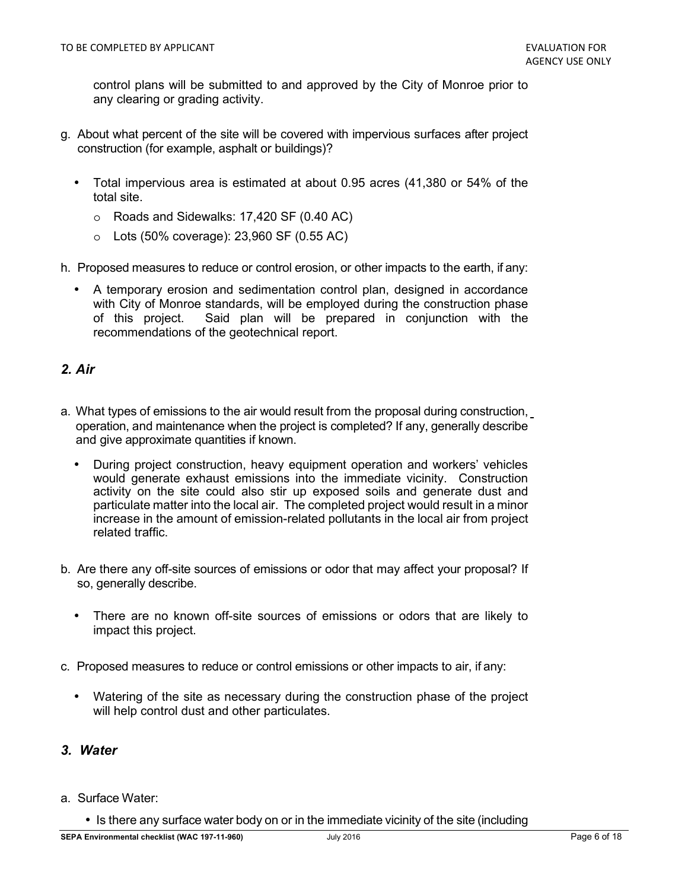control plans will be submitted to and approved by the City of Monroe prior to any clearing or grading activity.

g. About what percent of the site will be covered with impervious surfaces after project construction (for example, asphalt or buildings)?

- Total impervious area is estimated at about 0.95 acres (41,380 or 54% of the total site.
  - Roads and Sidewalks: 17,420 SF (0.40 AC)
  - Lots (50% coverage): 23,960 SF (0.55 AC)

h. Proposed measures to reduce or control erosion, or other impacts to the earth, if any:

- A temporary erosion and sedimentation control plan, designed in accordance with City of Monroe standards, will be employed during the construction phase of this project. Said plan will be prepared in conjunction with the recommendations of the geotechnical report.

## *2. Air*

a. What types of emissions to the air would result from the proposal during construction, operation, and maintenance when the project is completed? If any, generally describe and give approximate quantities if known.

- During project construction, heavy equipment operation and workers' vehicles would generate exhaust emissions into the immediate vicinity. Construction activity on the site could also stir up exposed soils and generate dust and particulate matter into the local air. The completed project would result in a minor increase in the amount of emission-related pollutants in the local air from project related traffic.

b. Are there any off-site sources of emissions or odor that may affect your proposal? If so, generally describe.

- There are no known off-site sources of emissions or odors that are likely to impact this project.

c. Proposed measures to reduce or control emissions or other impacts to air, if any:

- Watering of the site as necessary during the construction phase of the project will help control dust and other particulates.

## *3. Water*

a. Surface Water:

- Is there any surface water body on or in the immediate vicinity of the site (including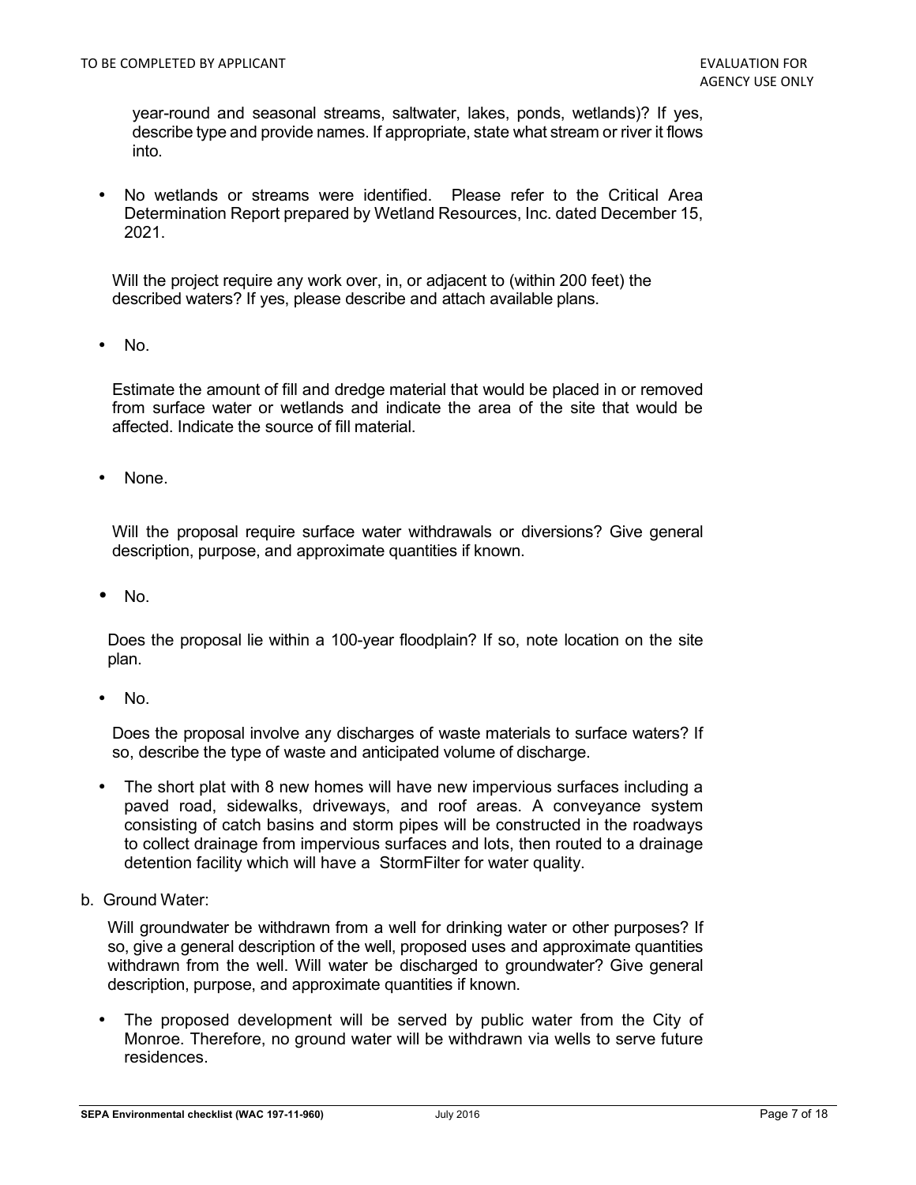year-round and seasonal streams, saltwater, lakes, ponds, wetlands)? If yes, describe type and provide names. If appropriate, state what stream or river it flows into.

- No wetlands or streams were identified. Please refer to the Critical Area Determination Report prepared by Wetland Resources, Inc. dated December 15, 2021.

Will the project require any work over, in, or adjacent to (within 200 feet) the described waters? If yes, please describe and attach available plans.

- No.

Estimate the amount of fill and dredge material that would be placed in or removed from surface water or wetlands and indicate the area of the site that would be affected. Indicate the source of fill material.

- None.

Will the proposal require surface water withdrawals or diversions? Give general description, purpose, and approximate quantities if known.

- No.

Does the proposal lie within a 100-year floodplain? If so, note location on the site plan.

- No.

Does the proposal involve any discharges of waste materials to surface waters? If so, describe the type of waste and anticipated volume of discharge.

- The short plat with 8 new homes will have new impervious surfaces including a paved road, sidewalks, driveways, and roof areas. A conveyance system consisting of catch basins and storm pipes will be constructed in the roadways to collect drainage from impervious surfaces and lots, then routed to a drainage detention facility which will have a StormFilter for water quality.

b. Ground Water:

Will groundwater be withdrawn from a well for drinking water or other purposes? If so, give a general description of the well, proposed uses and approximate quantities withdrawn from the well. Will water be discharged to groundwater? Give general description, purpose, and approximate quantities if known.

- The proposed development will be served by public water from the City of Monroe. Therefore, no ground water will be withdrawn via wells to serve future residences.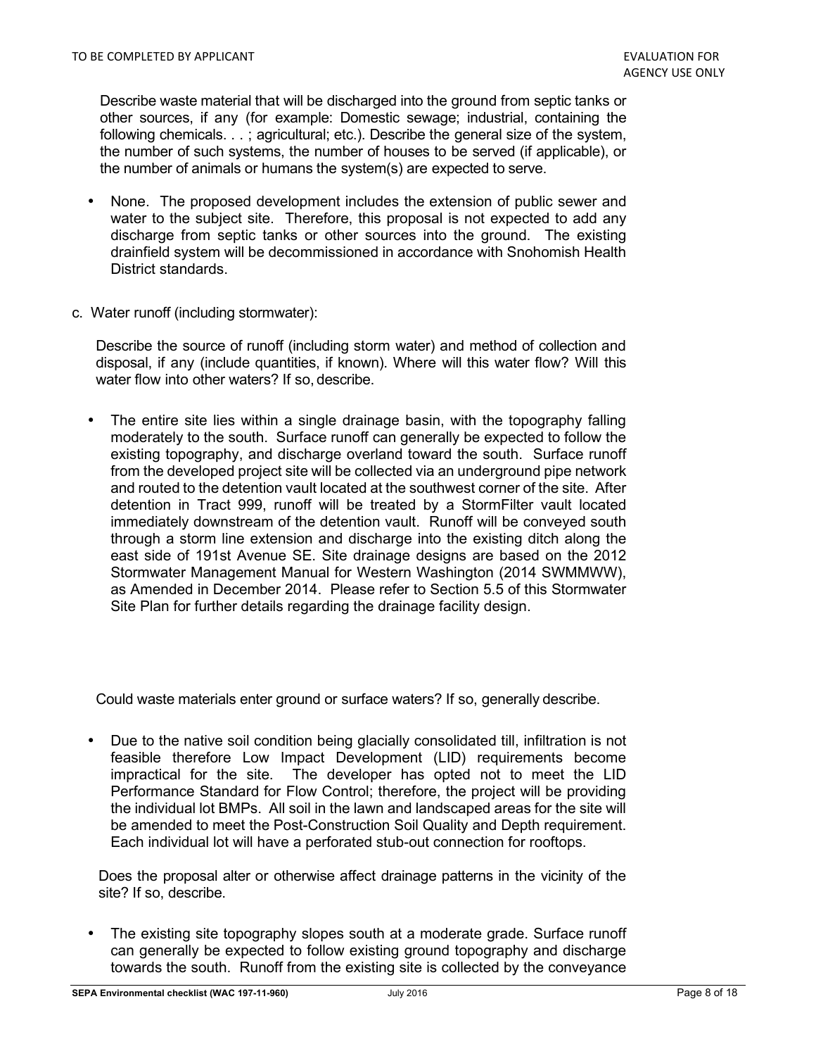Describe waste material that will be discharged into the ground from septic tanks or other sources, if any (for example: Domestic sewage; industrial, containing the following chemicals. . . ; agricultural; etc.). Describe the general size of the system, the number of such systems, the number of houses to be served (if applicable), or the number of animals or humans the system(s) are expected to serve.

- None. The proposed development includes the extension of public sewer and water to the subject site. Therefore, this proposal is not expected to add any discharge from septic tanks or other sources into the ground. The existing drainfield system will be decommissioned in accordance with Snohomish Health District standards.

c. Water runoff (including stormwater):

Describe the source of runoff (including storm water) and method of collection and disposal, if any (include quantities, if known). Where will this water flow? Will this water flow into other waters? If so, describe.

- The entire site lies within a single drainage basin, with the topography falling moderately to the south. Surface runoff can generally be expected to follow the existing topography, and discharge overland toward the south. Surface runoff from the developed project site will be collected via an underground pipe network and routed to the detention vault located at the southwest corner of the site. After detention in Tract 999, runoff will be treated by a StormFilter vault located immediately downstream of the detention vault. Runoff will be conveyed south through a storm line extension and discharge into the existing ditch along the east side of 191st Avenue SE. Site drainage designs are based on the 2012 Stormwater Management Manual for Western Washington (2014 SWMMWW), as Amended in December 2014. Please refer to Section 5.5 of this Stormwater Site Plan for further details regarding the drainage facility design.

Could waste materials enter ground or surface waters? If so, generally describe.

- Due to the native soil condition being glacially consolidated till, infiltration is not feasible therefore Low Impact Development (LID) requirements become impractical for the site. The developer has opted not to meet the LID Performance Standard for Flow Control; therefore, the project will be providing the individual lot BMPs. All soil in the lawn and landscaped areas for the site will be amended to meet the Post-Construction Soil Quality and Depth requirement. Each individual lot will have a perforated stub-out connection for rooftops.

Does the proposal alter or otherwise affect drainage patterns in the vicinity of the site? If so, describe.

- The existing site topography slopes south at a moderate grade. Surface runoff can generally be expected to follow existing ground topography and discharge towards the south. Runoff from the existing site is collected by the conveyance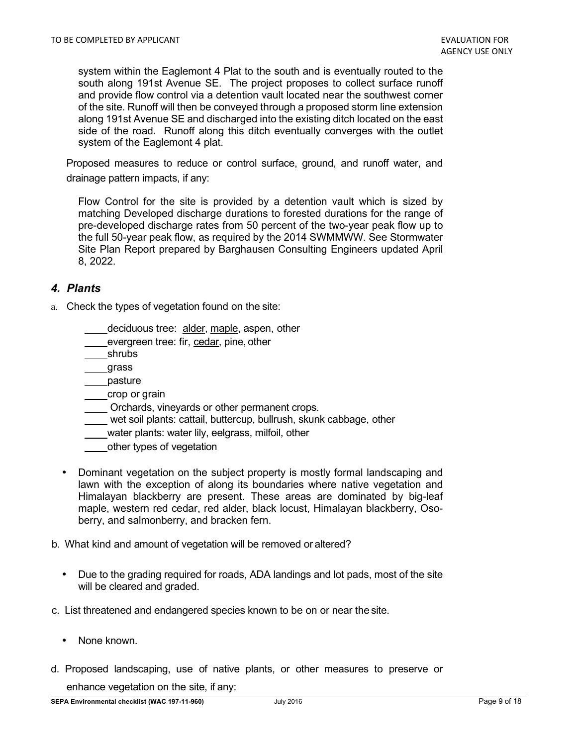system within the Eaglemont 4 Plat to the south and is eventually routed to the south along 191st Avenue SE. The project proposes to collect surface runoff and provide flow control via a detention vault located near the southwest corner of the site. Runoff will then be conveyed through a proposed storm line extension along 191st Avenue SE and discharged into the existing ditch located on the east side of the road. Runoff along this ditch eventually converges with the outlet system of the Eaglemont 4 plat.

Proposed measures to reduce or control surface, ground, and runoff water, and drainage pattern impacts, if any:

Flow Control for the site is provided by a detention vault which is sized by matching Developed discharge durations to forested durations for the range of pre-developed discharge rates from 50 percent of the two-year peak flow up to the full 50-year peak flow, as required by the 2014 SWMMWW. See Stormwater Site Plan Report prepared by Barghausen Consulting Engineers updated April 8, 2022.

### *4. Plants*

a. Check the types of vegetation found on the site:

____deciduous tree: <u>alder</u>, <u>maple</u>, aspen, other
____evergreen tree: fir, <u>cedar</u>, pine, other
____shrubs
____grass
____pasture
____crop or grain
____ Orchards, vineyards or other permanent crops.
____ wet soil plants: cattail, buttercup, bullrush, skunk cabbage, other
____water plants: water lily, eelgrass, milfoil, other
____other types of vegetation

- Dominant vegetation on the subject property is mostly formal landscaping and lawn with the exception of along its boundaries where native vegetation and Himalayan blackberry are present. These areas are dominated by big-leaf maple, western red cedar, red alder, black locust, Himalayan blackberry, Oso-berry, and salmonberry, and bracken fern.

b. What kind and amount of vegetation will be removed or altered?

- Due to the grading required for roads, ADA landings and lot pads, most of the site will be cleared and graded.

c. List threatened and endangered species known to be on or near the site.

- None known.

d. Proposed landscaping, use of native plants, or other measures to preserve or enhance vegetation on the site, if any: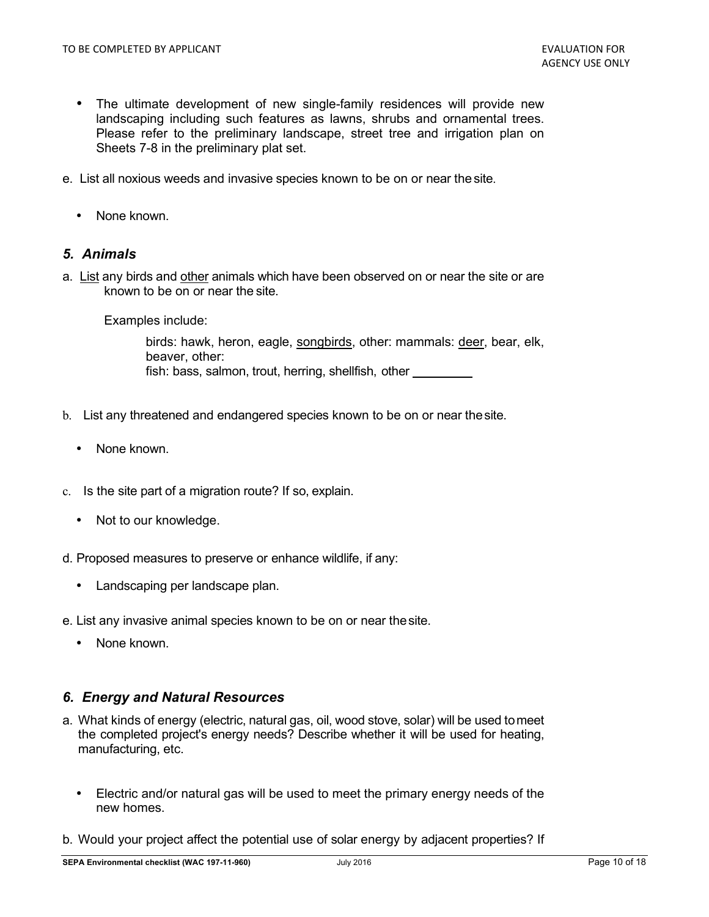TO BE COMPLETED BY APPLICANT | EVALUATION FOR AGENCY USE ONLY

- The ultimate development of new single-family residences will provide new landscaping including such features as lawns, shrubs and ornamental trees. Please refer to the preliminary landscape, street tree and irrigation plan on Sheets 7-8 in the preliminary plat set.

e. List all noxious weeds and invasive species known to be on or near the site.

- None known.

### *5. Animals*

a. <u>List</u> any birds and <u>other</u> animals which have been observed on or near the site or are known to be on or near the site.

Examples include:

birds: hawk, heron, eagle, <u>songbirds</u>, other: mammals: <u>deer</u>, bear, elk, beaver, other:
fish: bass, salmon, trout, herring, shellfish, other ________

b. List any threatened and endangered species known to be on or near the site.

- None known.

c. Is the site part of a migration route? If so, explain.

- Not to our knowledge.

d. Proposed measures to preserve or enhance wildlife, if any:

- Landscaping per landscape plan.

e. List any invasive animal species known to be on or near the site.

- None known.

### *6. Energy and Natural Resources*

a. What kinds of energy (electric, natural gas, oil, wood stove, solar) will be used to meet the completed project's energy needs? Describe whether it will be used for heating, manufacturing, etc.

- Electric and/or natural gas will be used to meet the primary energy needs of the new homes.

b. Would your project affect the potential use of solar energy by adjacent properties? If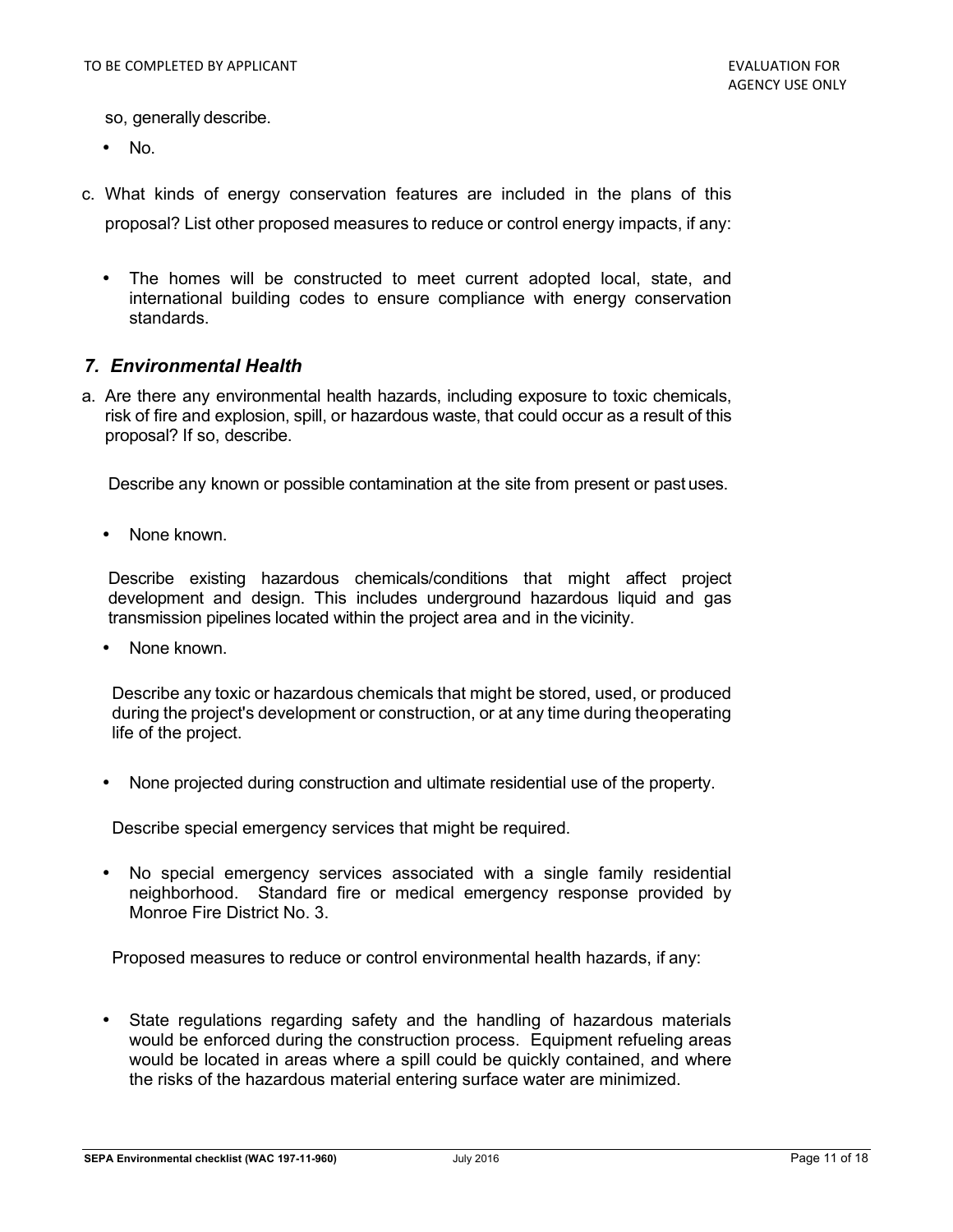so, generally describe.

- No.

c. What kinds of energy conservation features are included in the plans of this proposal? List other proposed measures to reduce or control energy impacts, if any:

- The homes will be constructed to meet current adopted local, state, and international building codes to ensure compliance with energy conservation standards.

### *7. Environmental Health*

a. Are there any environmental health hazards, including exposure to toxic chemicals, risk of fire and explosion, spill, or hazardous waste, that could occur as a result of this proposal? If so, describe.

Describe any known or possible contamination at the site from present or past uses.

- None known.

Describe existing hazardous chemicals/conditions that might affect project development and design. This includes underground hazardous liquid and gas transmission pipelines located within the project area and in the vicinity.

- None known.

Describe any toxic or hazardous chemicals that might be stored, used, or produced during the project's development or construction, or at any time during the operating life of the project.

- None projected during construction and ultimate residential use of the property.

Describe special emergency services that might be required.

- No special emergency services associated with a single family residential neighborhood. Standard fire or medical emergency response provided by Monroe Fire District No. 3.

Proposed measures to reduce or control environmental health hazards, if any:

- State regulations regarding safety and the handling of hazardous materials would be enforced during the construction process. Equipment refueling areas would be located in areas where a spill could be quickly contained, and where the risks of the hazardous material entering surface water are minimized.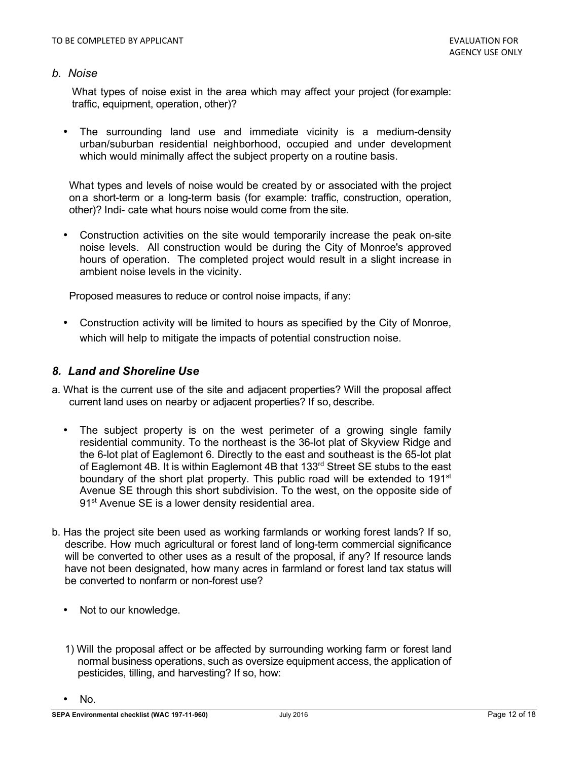*b. Noise*

What types of noise exist in the area which may affect your project (for example: traffic, equipment, operation, other)?

- The surrounding land use and immediate vicinity is a medium-density urban/suburban residential neighborhood, occupied and under development which would minimally affect the subject property on a routine basis.

What types and levels of noise would be created by or associated with the project on a short-term or a long-term basis (for example: traffic, construction, operation, other)? Indi- cate what hours noise would come from the site.

- Construction activities on the site would temporarily increase the peak on-site noise levels. All construction would be during the City of Monroe's approved hours of operation. The completed project would result in a slight increase in ambient noise levels in the vicinity.

Proposed measures to reduce or control noise impacts, if any:

- Construction activity will be limited to hours as specified by the City of Monroe, which will help to mitigate the impacts of potential construction noise.

## *8. Land and Shoreline Use*

a. What is the current use of the site and adjacent properties? Will the proposal affect current land uses on nearby or adjacent properties? If so, describe.

- The subject property is on the west perimeter of a growing single family residential community. To the northeast is the 36-lot plat of Skyview Ridge and the 6-lot plat of Eaglemont 6. Directly to the east and southeast is the 65-lot plat of Eaglemont 4B. It is within Eaglemont 4B that 133rd Street SE stubs to the east boundary of the short plat property. This public road will be extended to 191st Avenue SE through this short subdivision. To the west, on the opposite side of 91st Avenue SE is a lower density residential area.

b. Has the project site been used as working farmlands or working forest lands? If so, describe. How much agricultural or forest land of long-term commercial significance will be converted to other uses as a result of the proposal, if any? If resource lands have not been designated, how many acres in farmland or forest land tax status will be converted to nonfarm or non-forest use?

- Not to our knowledge.

1) Will the proposal affect or be affected by surrounding working farm or forest land normal business operations, such as oversize equipment access, the application of pesticides, tilling, and harvesting? If so, how:

- No.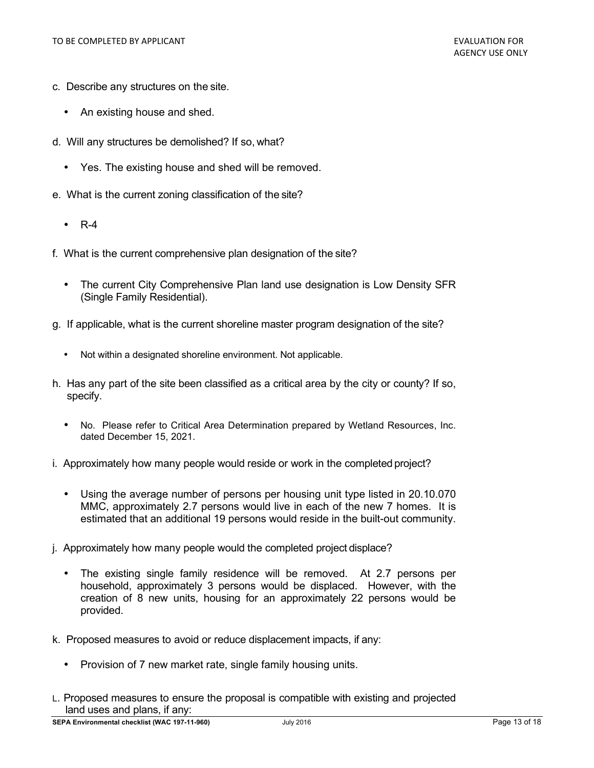c. Describe any structures on the site.

- An existing house and shed.

d. Will any structures be demolished? If so, what?

- Yes. The existing house and shed will be removed.

e. What is the current zoning classification of the site?

- R-4

f. What is the current comprehensive plan designation of the site?

- The current City Comprehensive Plan land use designation is Low Density SFR (Single Family Residential).

g. If applicable, what is the current shoreline master program designation of the site?

- Not within a designated shoreline environment. Not applicable.

h. Has any part of the site been classified as a critical area by the city or county? If so, specify.

- No. Please refer to Critical Area Determination prepared by Wetland Resources, Inc. dated December 15, 2021.

i. Approximately how many people would reside or work in the completed project?

- Using the average number of persons per housing unit type listed in 20.10.070 MMC, approximately 2.7 persons would live in each of the new 7 homes. It is estimated that an additional 19 persons would reside in the built-out community.

j. Approximately how many people would the completed project displace?

- The existing single family residence will be removed. At 2.7 persons per household, approximately 3 persons would be displaced. However, with the creation of 8 new units, housing for an approximately 22 persons would be provided.

k. Proposed measures to avoid or reduce displacement impacts, if any:

- Provision of 7 new market rate, single family housing units.

L. Proposed measures to ensure the proposal is compatible with existing and projected land uses and plans, if any: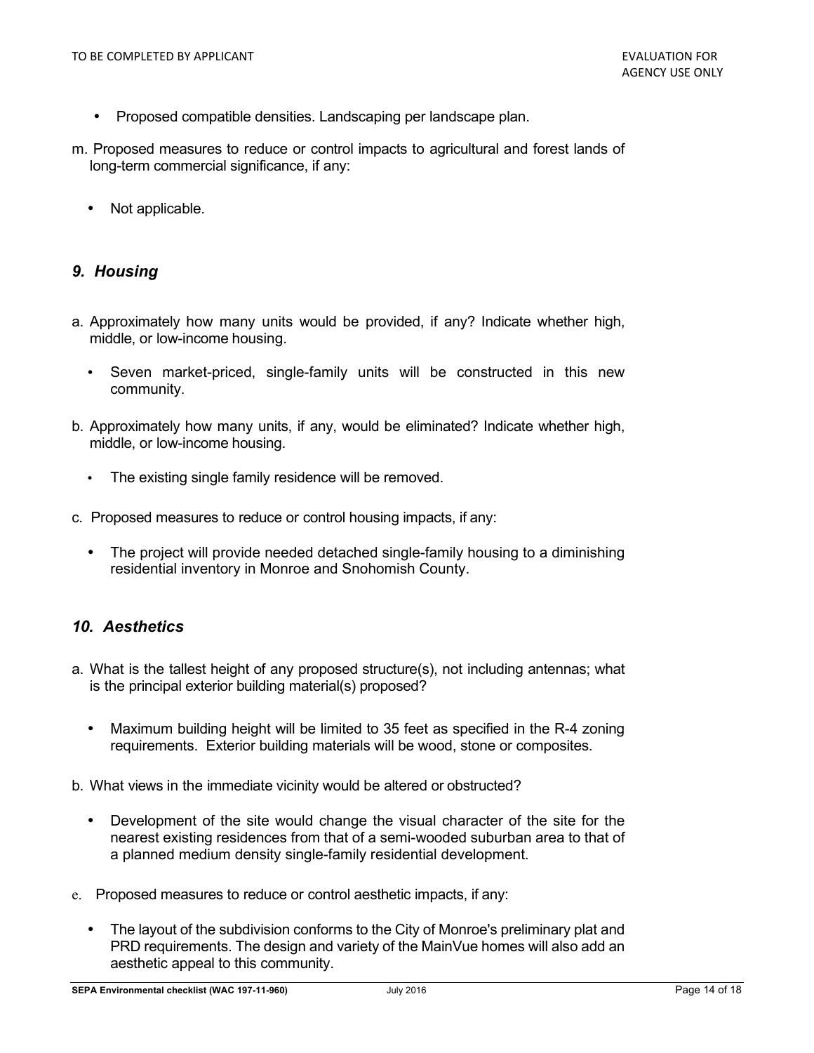- Proposed compatible densities. Landscaping per landscape plan.

m. Proposed measures to reduce or control impacts to agricultural and forest lands of long-term commercial significance, if any:

- Not applicable.

## *9. Housing*

a. Approximately how many units would be provided, if any? Indicate whether high, middle, or low-income housing.

- Seven market-priced, single-family units will be constructed in this new community.

b. Approximately how many units, if any, would be eliminated? Indicate whether high, middle, or low-income housing.

- The existing single family residence will be removed.

c. Proposed measures to reduce or control housing impacts, if any:

- The project will provide needed detached single-family housing to a diminishing residential inventory in Monroe and Snohomish County.

## *10. Aesthetics*

a. What is the tallest height of any proposed structure(s), not including antennas; what is the principal exterior building material(s) proposed?

- Maximum building height will be limited to 35 feet as specified in the R-4 zoning requirements. Exterior building materials will be wood, stone or composites.

b. What views in the immediate vicinity would be altered or obstructed?

- Development of the site would change the visual character of the site for the nearest existing residences from that of a semi-wooded suburban area to that of a planned medium density single-family residential development.

c. Proposed measures to reduce or control aesthetic impacts, if any:

- The layout of the subdivision conforms to the City of Monroe's preliminary plat and PRD requirements. The design and variety of the MainVue homes will also add an aesthetic appeal to this community.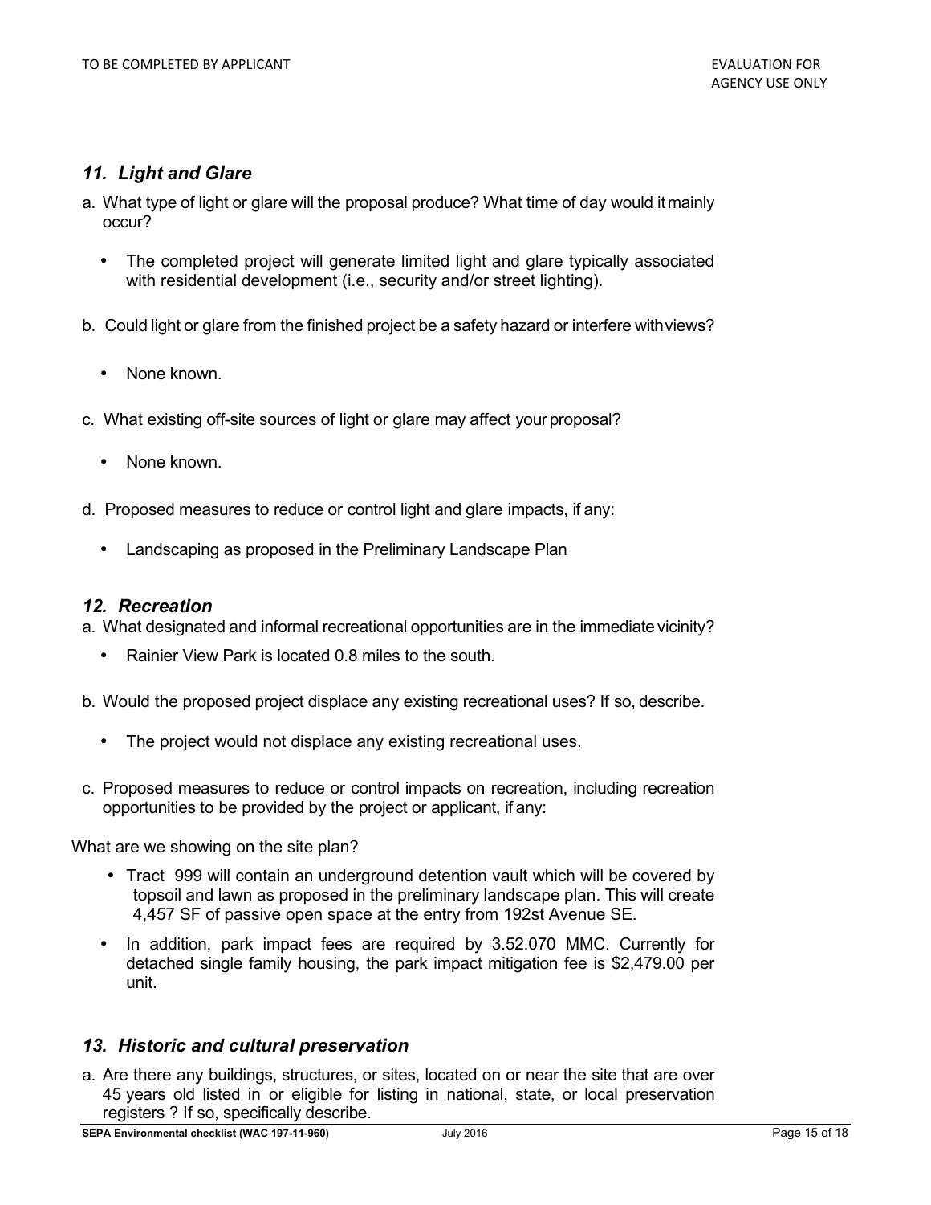TO BE COMPLETED BY APPLICANT | EVALUATION FOR AGENCY USE ONLY

### *11. Light and Glare*

a. What type of light or glare will the proposal produce? What time of day would it mainly occur?

- The completed project will generate limited light and glare typically associated with residential development (i.e., security and/or street lighting).

b. Could light or glare from the finished project be a safety hazard or interfere with views?

- None known.

c. What existing off-site sources of light or glare may affect your proposal?

- None known.

d. Proposed measures to reduce or control light and glare impacts, if any:

- Landscaping as proposed in the Preliminary Landscape Plan

### *12. Recreation*

a. What designated and informal recreational opportunities are in the immediate vicinity?

- Rainier View Park is located 0.8 miles to the south.

b. Would the proposed project displace any existing recreational uses? If so, describe.

- The project would not displace any existing recreational uses.

c. Proposed measures to reduce or control impacts on recreation, including recreation opportunities to be provided by the project or applicant, if any:

What are we showing on the site plan?

- Tract 999 will contain an underground detention vault which will be covered by topsoil and lawn as proposed in the preliminary landscape plan. This will create 4,457 SF of passive open space at the entry from 192st Avenue SE.
- In addition, park impact fees are required by 3.52.070 MMC. Currently for detached single family housing, the park impact mitigation fee is $2,479.00 per unit.

### *13. Historic and cultural preservation*

a. Are there any buildings, structures, or sites, located on or near the site that are over 45 years old listed in or eligible for listing in national, state, or local preservation registers ? If so, specifically describe.

SEPA Environmental checklist (WAC 197-11-960) July 2016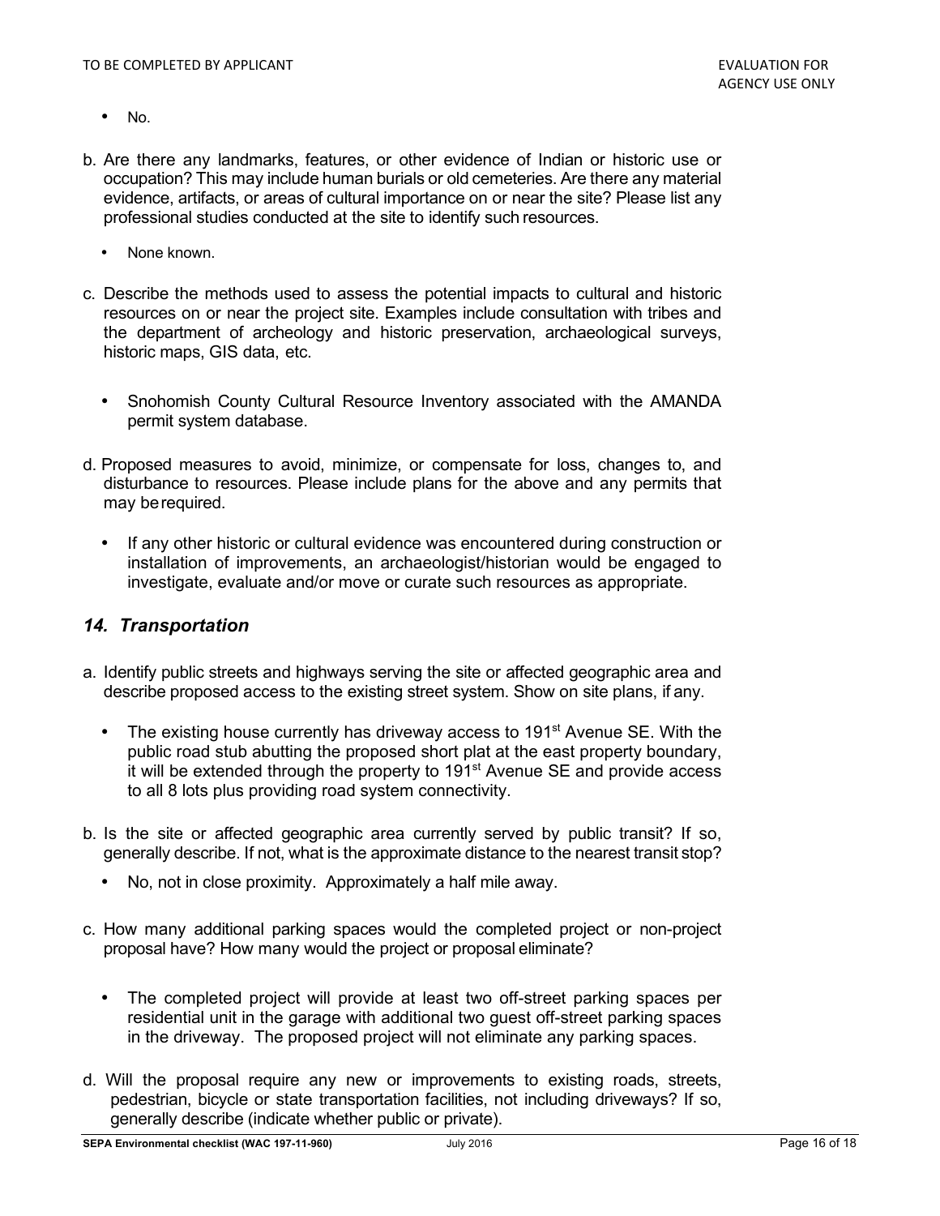- No.

b. Are there any landmarks, features, or other evidence of Indian or historic use or occupation? This may include human burials or old cemeteries. Are there any material evidence, artifacts, or areas of cultural importance on or near the site? Please list any professional studies conducted at the site to identify such resources.

- None known.

c. Describe the methods used to assess the potential impacts to cultural and historic resources on or near the project site. Examples include consultation with tribes and the department of archeology and historic preservation, archaeological surveys, historic maps, GIS data, etc.

- Snohomish County Cultural Resource Inventory associated with the AMANDA permit system database.

d. Proposed measures to avoid, minimize, or compensate for loss, changes to, and disturbance to resources. Please include plans for the above and any permits that may be required.

- If any other historic or cultural evidence was encountered during construction or installation of improvements, an archaeologist/historian would be engaged to investigate, evaluate and/or move or curate such resources as appropriate.

## *14. Transportation*

a. Identify public streets and highways serving the site or affected geographic area and describe proposed access to the existing street system. Show on site plans, if any.

- The existing house currently has driveway access to 191st Avenue SE. With the public road stub abutting the proposed short plat at the east property boundary, it will be extended through the property to 191st Avenue SE and provide access to all 8 lots plus providing road system connectivity.

b. Is the site or affected geographic area currently served by public transit? If so, generally describe. If not, what is the approximate distance to the nearest transit stop?

- No, not in close proximity. Approximately a half mile away.

c. How many additional parking spaces would the completed project or non-project proposal have? How many would the project or proposal eliminate?

- The completed project will provide at least two off-street parking spaces per residential unit in the garage with additional two guest off-street parking spaces in the driveway. The proposed project will not eliminate any parking spaces.

d. Will the proposal require any new or improvements to existing roads, streets, pedestrian, bicycle or state transportation facilities, not including driveways? If so, generally describe (indicate whether public or private).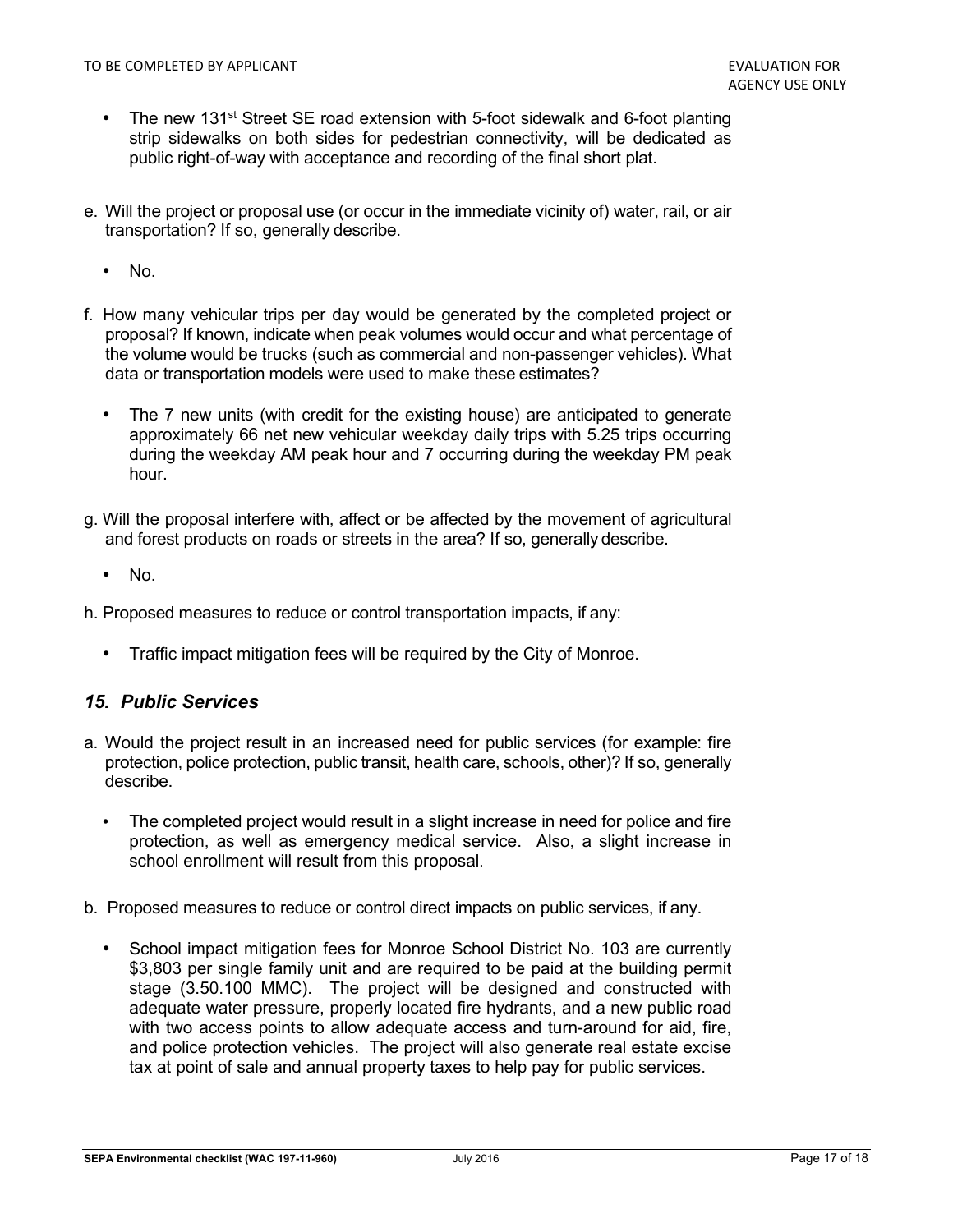- The new 131st Street SE road extension with 5-foot sidewalk and 6-foot planting strip sidewalks on both sides for pedestrian connectivity, will be dedicated as public right-of-way with acceptance and recording of the final short plat.

e. Will the project or proposal use (or occur in the immediate vicinity of) water, rail, or air transportation? If so, generally describe.

- No.

f. How many vehicular trips per day would be generated by the completed project or proposal? If known, indicate when peak volumes would occur and what percentage of the volume would be trucks (such as commercial and non-passenger vehicles). What data or transportation models were used to make these estimates?

- The 7 new units (with credit for the existing house) are anticipated to generate approximately 66 net new vehicular weekday daily trips with 5.25 trips occurring during the weekday AM peak hour and 7 occurring during the weekday PM peak hour.

g. Will the proposal interfere with, affect or be affected by the movement of agricultural and forest products on roads or streets in the area? If so, generally describe.

- No.

h. Proposed measures to reduce or control transportation impacts, if any:

- Traffic impact mitigation fees will be required by the City of Monroe.

## *15. Public Services*

a. Would the project result in an increased need for public services (for example: fire protection, police protection, public transit, health care, schools, other)? If so, generally describe.

- The completed project would result in a slight increase in need for police and fire protection, as well as emergency medical service. Also, a slight increase in school enrollment will result from this proposal.

b. Proposed measures to reduce or control direct impacts on public services, if any.

- School impact mitigation fees for Monroe School District No. 103 are currently $3,803 per single family unit and are required to be paid at the building permit stage (3.50.100 MMC). The project will be designed and constructed with adequate water pressure, properly located fire hydrants, and a new public road with two access points to allow adequate access and turn-around for aid, fire, and police protection vehicles. The project will also generate real estate excise tax at point of sale and annual property taxes to help pay for public services.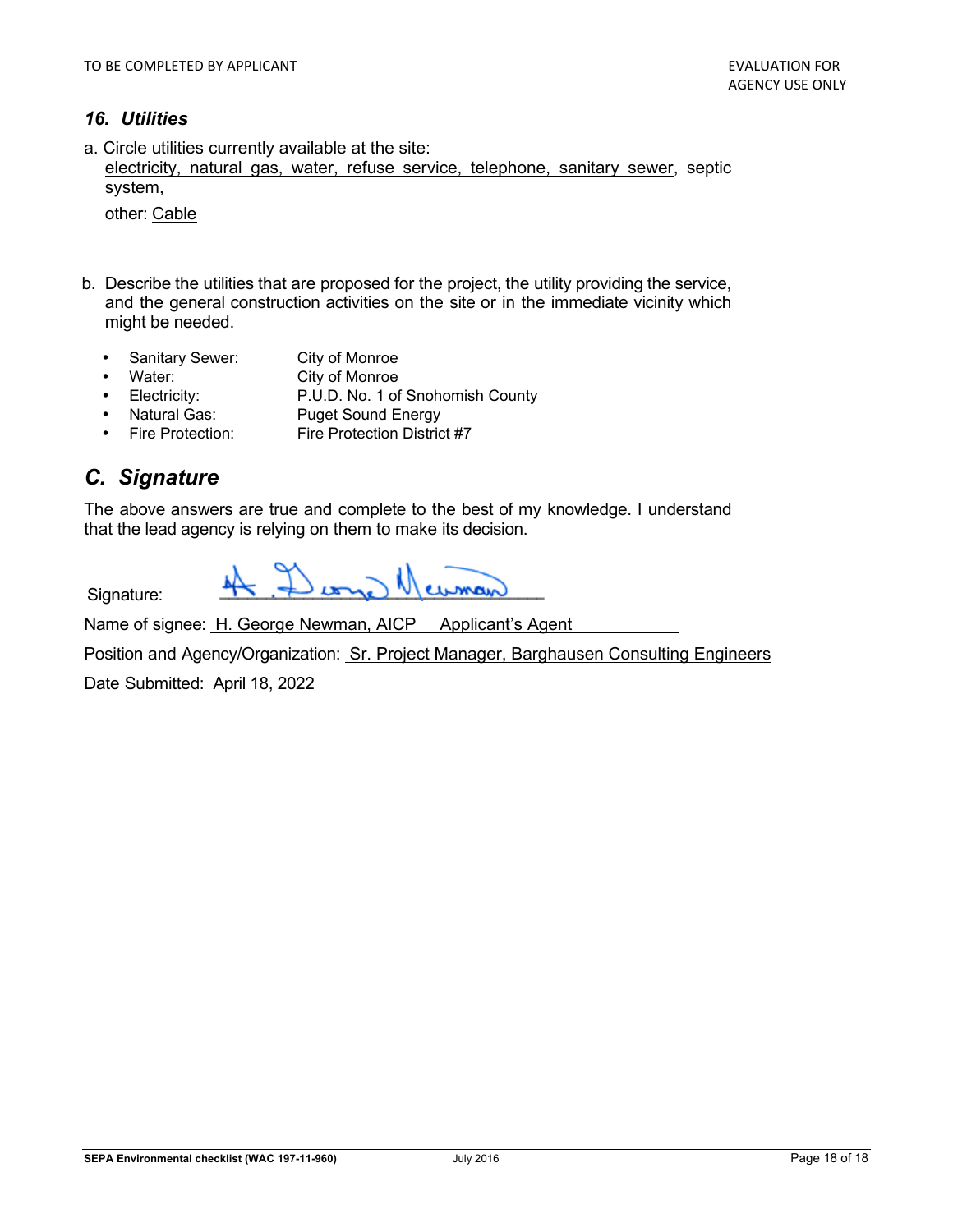TO BE COMPLETED BY APPLICANT | EVALUATION FOR AGENCY USE ONLY

### *16. Utilities*

a. Circle utilities currently available at the site:
electricity, natural gas, water, refuse service, telephone, sanitary sewer, septic system,

other: Cable

b. Describe the utilities that are proposed for the project, the utility providing the service, and the general construction activities on the site or in the immediate vicinity which might be needed.

- Sanitary Sewer: City of Monroe
- Water: City of Monroe
- Electricity: P.U.D. No. 1 of Snohomish County
- Natural Gas: Puget Sound Energy
- Fire Protection: Fire Protection District #7

## *C. Signature*

The above answers are true and complete to the best of my knowledge. I understand that the lead agency is relying on them to make its decision.

Signature: H. George Newman

Name of signee: H. George Newman, AICP Applicant's Agent

Position and Agency/Organization: Sr. Project Manager, Barghausen Consulting Engineers

Date Submitted: April 18, 2022